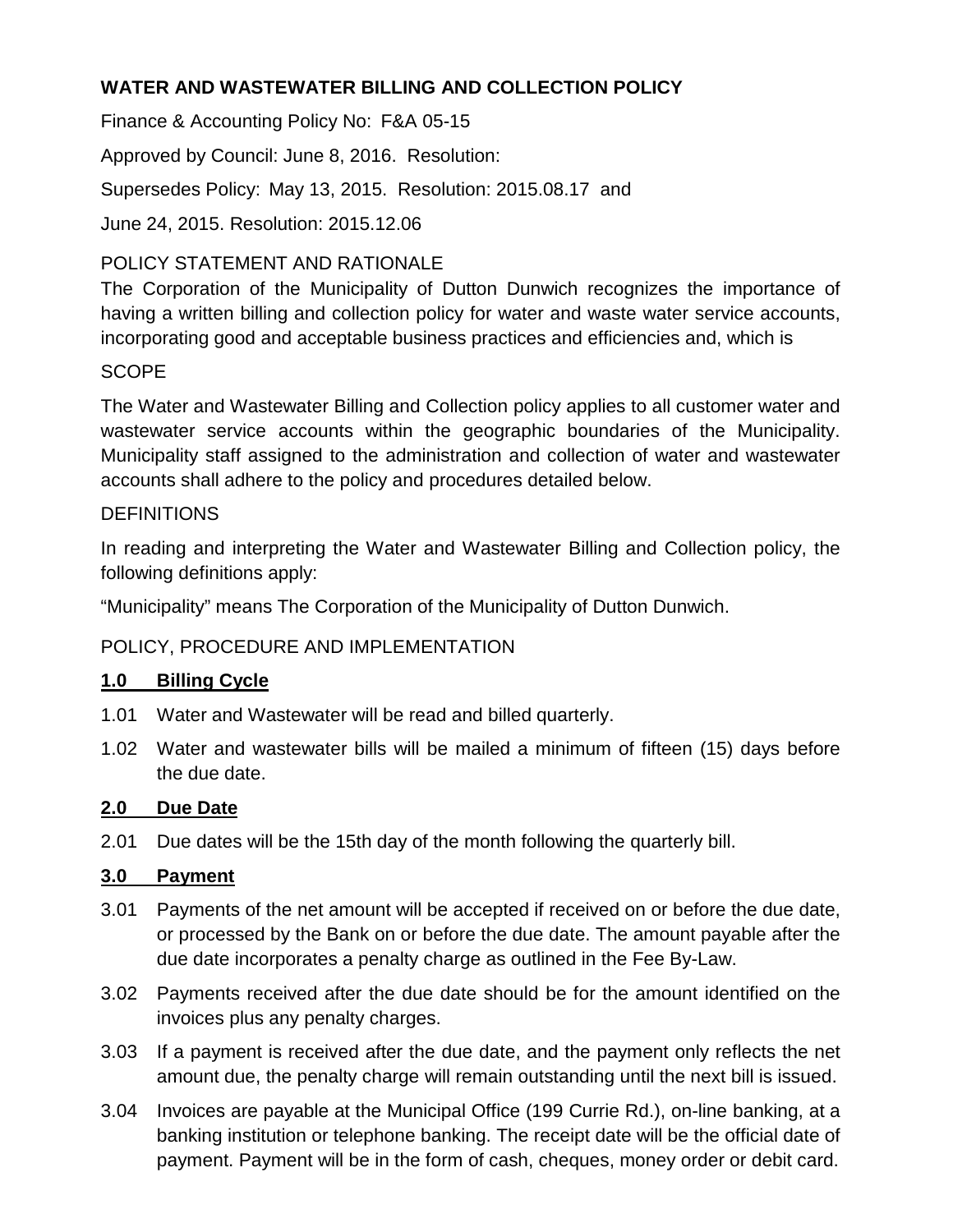**WATER AND WASTEWATER BILLING AND COLLECTION POLICY**

Finance & Accounting Policy No: F&A 05-15

Approved by Council: June 8, 2016. Resolution:

Supersedes Policy: May 13, 2015. Resolution: 2015.08.17 and

June 24, 2015. Resolution: 2015.12.06

POLICY STATEMENT AND RATIONALE

The Corporation of the Municipality of Dutton Dunwich recognizes the importance of having a written billing and collection policy for water and waste water service accounts, incorporating good and acceptable business practices and efficiencies and, which is

SCOPE

The Water and Wastewater Billing and Collection policy applies to all customer water and wastewater service accounts within the geographic boundaries of the Municipality. Municipality staff assigned to the administration and collection of water and wastewater accounts shall adhere to the policy and procedures detailed below.

DEFINITIONS

In reading and interpreting the Water and Wastewater Billing and Collection policy, the following definitions apply:

"Municipality" means The Corporation of the Municipality of Dutton Dunwich.

POLICY, PROCEDURE AND IMPLEMENTATION

**1.0 Billing Cycle**

1.01 Water and Wastewater will be read and billed quarterly.

1.02 Water and wastewater bills will be mailed a minimum of fifteen (15) days before the due date.

**2.0 Due Date**

2.01 Due dates will be the 15th day of the month following the quarterly bill.

**3.0 Payment**

3.01 Payments of the net amount will be accepted if received on or before the due date, or processed by the Bank on or before the due date. The amount payable after the due date incorporates a penalty charge as outlined in the Fee By-Law.

3.02 Payments received after the due date should be for the amount identified on the invoices plus any penalty charges.

3.03 If a payment is received after the due date, and the payment only reflects the net amount due, the penalty charge will remain outstanding until the next bill is issued.

3.04 Invoices are payable at the Municipal Office (199 Currie Rd.), on-line banking, at a banking institution or telephone banking. The receipt date will be the official date of payment. Payment will be in the form of cash, cheques, money order or debit card.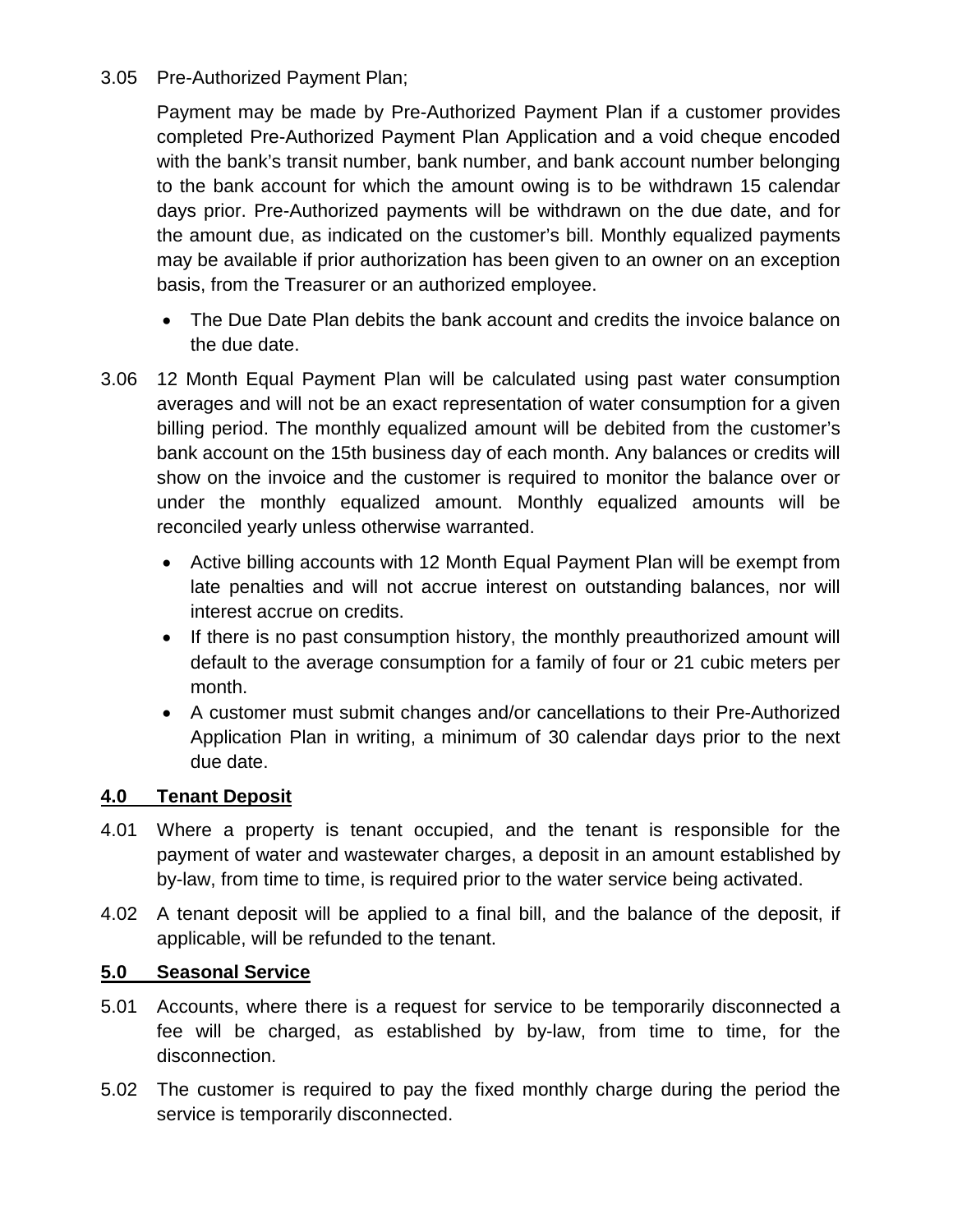3.05 Pre-Authorized Payment Plan;

Payment may be made by Pre-Authorized Payment Plan if a customer provides completed Pre-Authorized Payment Plan Application and a void cheque encoded with the bank's transit number, bank number, and bank account number belonging to the bank account for which the amount owing is to be withdrawn 15 calendar days prior. Pre-Authorized payments will be withdrawn on the due date, and for the amount due, as indicated on the customer's bill. Monthly equalized payments may be available if prior authorization has been given to an owner on an exception basis, from the Treasurer or an authorized employee.

- The Due Date Plan debits the bank account and credits the invoice balance on the due date.

3.06 12 Month Equal Payment Plan will be calculated using past water consumption averages and will not be an exact representation of water consumption for a given billing period. The monthly equalized amount will be debited from the customer's bank account on the 15th business day of each month. Any balances or credits will show on the invoice and the customer is required to monitor the balance over or under the monthly equalized amount. Monthly equalized amounts will be reconciled yearly unless otherwise warranted.

- Active billing accounts with 12 Month Equal Payment Plan will be exempt from late penalties and will not accrue interest on outstanding balances, nor will interest accrue on credits.
- If there is no past consumption history, the monthly preauthorized amount will default to the average consumption for a family of four or 21 cubic meters per month.
- A customer must submit changes and/or cancellations to their Pre-Authorized Application Plan in writing, a minimum of 30 calendar days prior to the next due date.

## 4.0 Tenant Deposit

4.01 Where a property is tenant occupied, and the tenant is responsible for the payment of water and wastewater charges, a deposit in an amount established by by-law, from time to time, is required prior to the water service being activated.

4.02 A tenant deposit will be applied to a final bill, and the balance of the deposit, if applicable, will be refunded to the tenant.

## 5.0 Seasonal Service

5.01 Accounts, where there is a request for service to be temporarily disconnected a fee will be charged, as established by by-law, from time to time, for the disconnection.

5.02 The customer is required to pay the fixed monthly charge during the period the service is temporarily disconnected.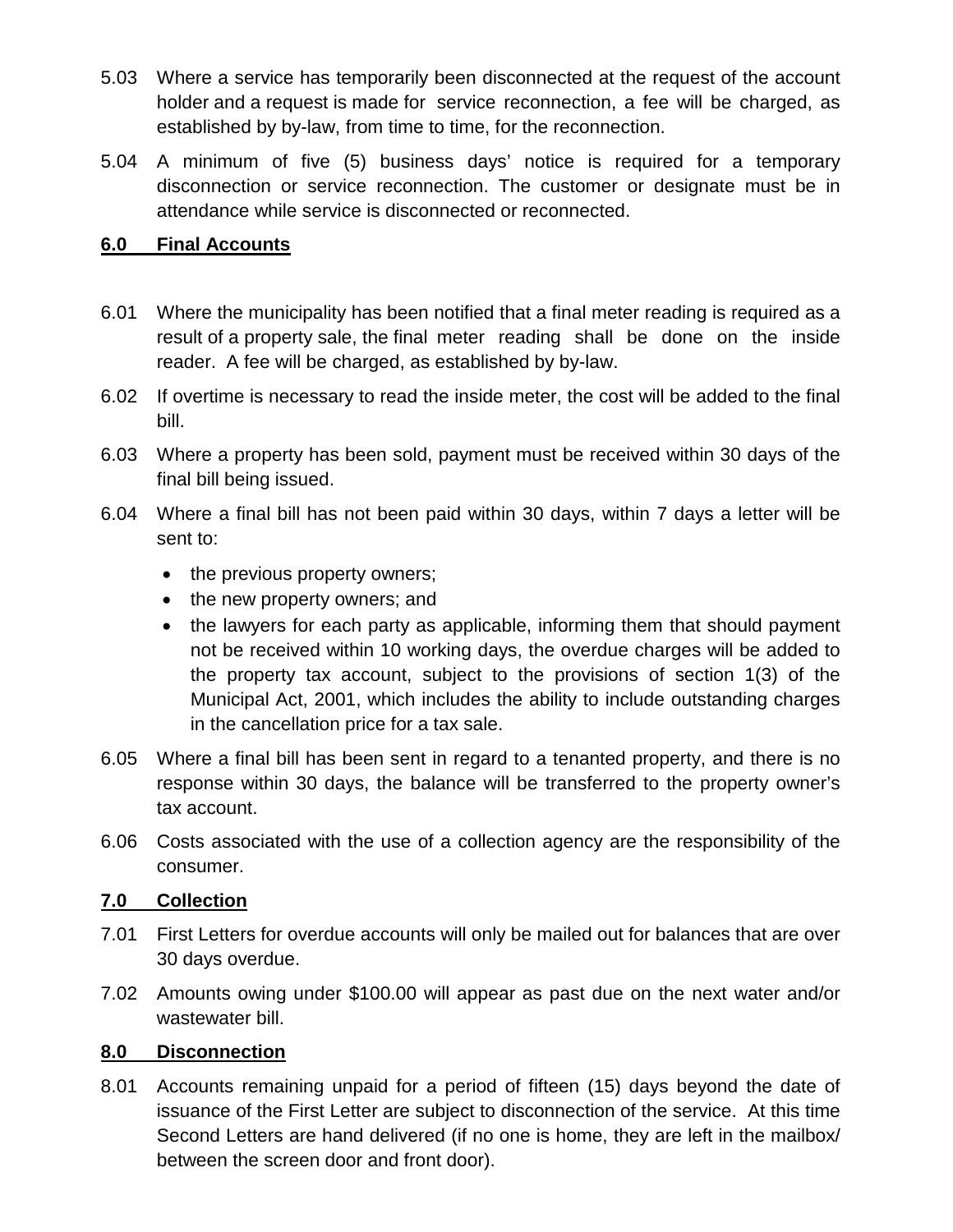5.03 Where a service has temporarily been disconnected at the request of the account holder and a request is made for service reconnection, a fee will be charged, as established by by-law, from time to time, for the reconnection.

5.04 A minimum of five (5) business days' notice is required for a temporary disconnection or service reconnection. The customer or designate must be in attendance while service is disconnected or reconnected.

## 6.0 Final Accounts

6.01 Where the municipality has been notified that a final meter reading is required as a result of a property sale, the final meter reading shall be done on the inside reader. A fee will be charged, as established by by-law.

6.02 If overtime is necessary to read the inside meter, the cost will be added to the final bill.

6.03 Where a property has been sold, payment must be received within 30 days of the final bill being issued.

6.04 Where a final bill has not been paid within 30 days, within 7 days a letter will be sent to:

- the previous property owners;
- the new property owners; and
- the lawyers for each party as applicable, informing them that should payment not be received within 10 working days, the overdue charges will be added to the property tax account, subject to the provisions of section 1(3) of the Municipal Act, 2001, which includes the ability to include outstanding charges in the cancellation price for a tax sale.

6.05 Where a final bill has been sent in regard to a tenanted property, and there is no response within 30 days, the balance will be transferred to the property owner's tax account.

6.06 Costs associated with the use of a collection agency are the responsibility of the consumer.

## 7.0 Collection

7.01 First Letters for overdue accounts will only be mailed out for balances that are over 30 days overdue.

7.02 Amounts owing under $100.00 will appear as past due on the next water and/or wastewater bill.

## 8.0 Disconnection

8.01 Accounts remaining unpaid for a period of fifteen (15) days beyond the date of issuance of the First Letter are subject to disconnection of the service. At this time Second Letters are hand delivered (if no one is home, they are left in the mailbox/ between the screen door and front door).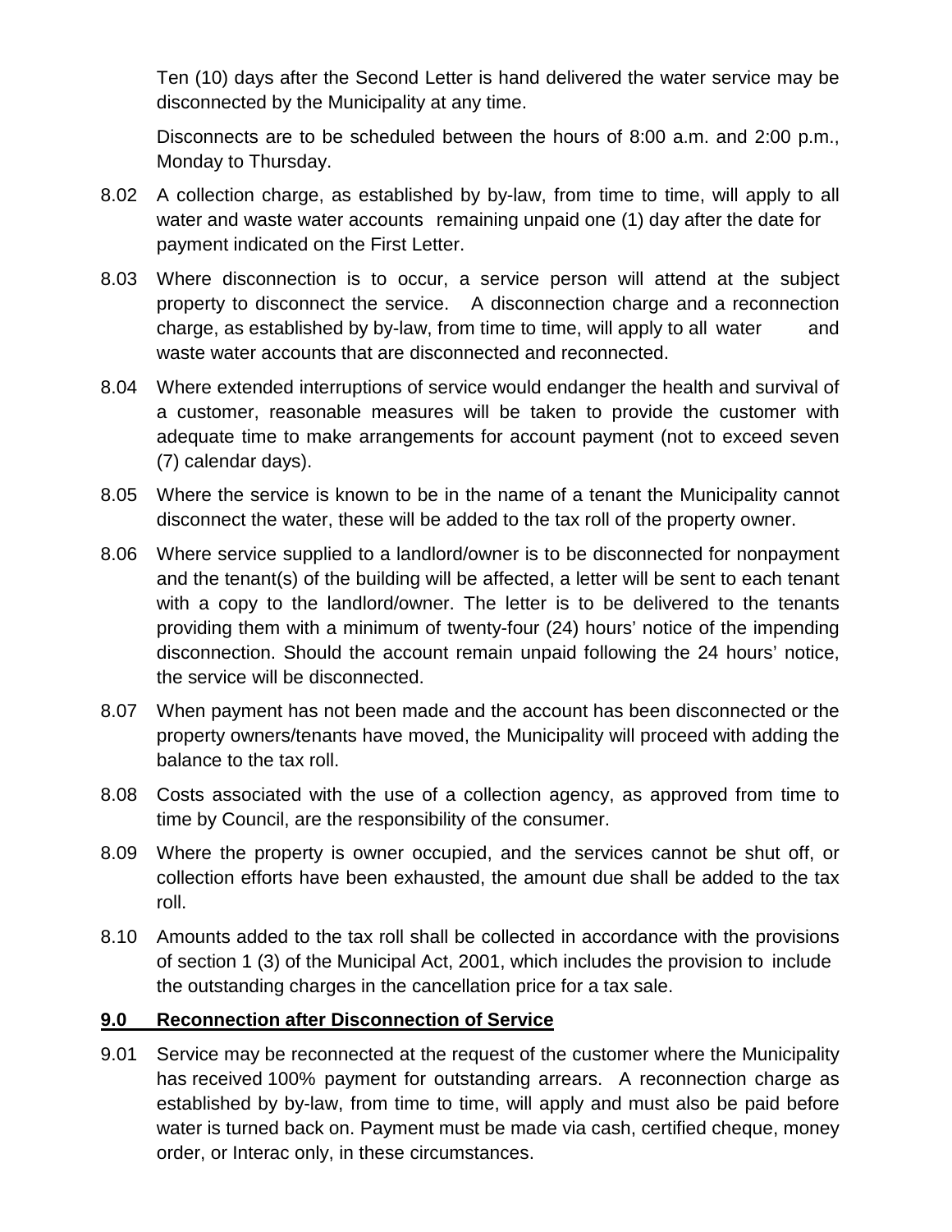Ten (10) days after the Second Letter is hand delivered the water service may be disconnected by the Municipality at any time.

Disconnects are to be scheduled between the hours of 8:00 a.m. and 2:00 p.m., Monday to Thursday.

8.02 A collection charge, as established by by-law, from time to time, will apply to all water and waste water accounts remaining unpaid one (1) day after the date for payment indicated on the First Letter.

8.03 Where disconnection is to occur, a service person will attend at the subject property to disconnect the service. A disconnection charge and a reconnection charge, as established by by-law, from time to time, will apply to all water and waste water accounts that are disconnected and reconnected.

8.04 Where extended interruptions of service would endanger the health and survival of a customer, reasonable measures will be taken to provide the customer with adequate time to make arrangements for account payment (not to exceed seven (7) calendar days).

8.05 Where the service is known to be in the name of a tenant the Municipality cannot disconnect the water, these will be added to the tax roll of the property owner.

8.06 Where service supplied to a landlord/owner is to be disconnected for nonpayment and the tenant(s) of the building will be affected, a letter will be sent to each tenant with a copy to the landlord/owner. The letter is to be delivered to the tenants providing them with a minimum of twenty-four (24) hours' notice of the impending disconnection. Should the account remain unpaid following the 24 hours' notice, the service will be disconnected.

8.07 When payment has not been made and the account has been disconnected or the property owners/tenants have moved, the Municipality will proceed with adding the balance to the tax roll.

8.08 Costs associated with the use of a collection agency, as approved from time to time by Council, are the responsibility of the consumer.

8.09 Where the property is owner occupied, and the services cannot be shut off, or collection efforts have been exhausted, the amount due shall be added to the tax roll.

8.10 Amounts added to the tax roll shall be collected in accordance with the provisions of section 1 (3) of the Municipal Act, 2001, which includes the provision to include the outstanding charges in the cancellation price for a tax sale.

## 9.0 Reconnection after Disconnection of Service

9.01 Service may be reconnected at the request of the customer where the Municipality has received 100% payment for outstanding arrears. A reconnection charge as established by by-law, from time to time, will apply and must also be paid before water is turned back on. Payment must be made via cash, certified cheque, money order, or Interac only, in these circumstances.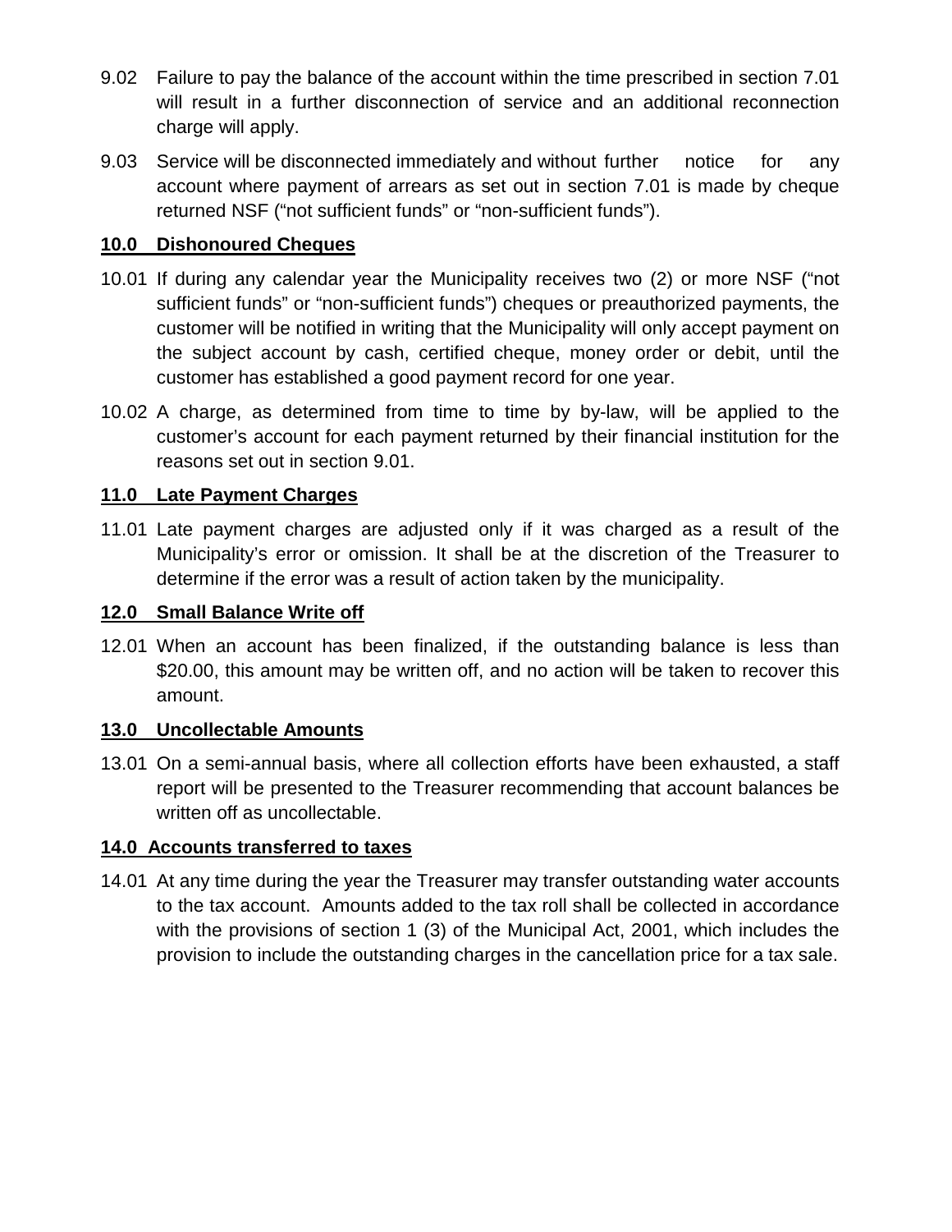9.02 Failure to pay the balance of the account within the time prescribed in section 7.01 will result in a further disconnection of service and an additional reconnection charge will apply.

9.03 Service will be disconnected immediately and without further notice for any account where payment of arrears as set out in section 7.01 is made by cheque returned NSF ("not sufficient funds" or "non-sufficient funds").

## 10.0 Dishonoured Cheques

10.01 If during any calendar year the Municipality receives two (2) or more NSF ("not sufficient funds" or "non-sufficient funds") cheques or preauthorized payments, the customer will be notified in writing that the Municipality will only accept payment on the subject account by cash, certified cheque, money order or debit, until the customer has established a good payment record for one year.

10.02 A charge, as determined from time to time by by-law, will be applied to the customer's account for each payment returned by their financial institution for the reasons set out in section 9.01.

## 11.0 Late Payment Charges

11.01 Late payment charges are adjusted only if it was charged as a result of the Municipality's error or omission. It shall be at the discretion of the Treasurer to determine if the error was a result of action taken by the municipality.

## 12.0 Small Balance Write off

12.01 When an account has been finalized, if the outstanding balance is less than $20.00, this amount may be written off, and no action will be taken to recover this amount.

## 13.0 Uncollectable Amounts

13.01 On a semi-annual basis, where all collection efforts have been exhausted, a staff report will be presented to the Treasurer recommending that account balances be written off as uncollectable.

## 14.0 Accounts transferred to taxes

14.01 At any time during the year the Treasurer may transfer outstanding water accounts to the tax account. Amounts added to the tax roll shall be collected in accordance with the provisions of section 1 (3) of the Municipal Act, 2001, which includes the provision to include the outstanding charges in the cancellation price for a tax sale.